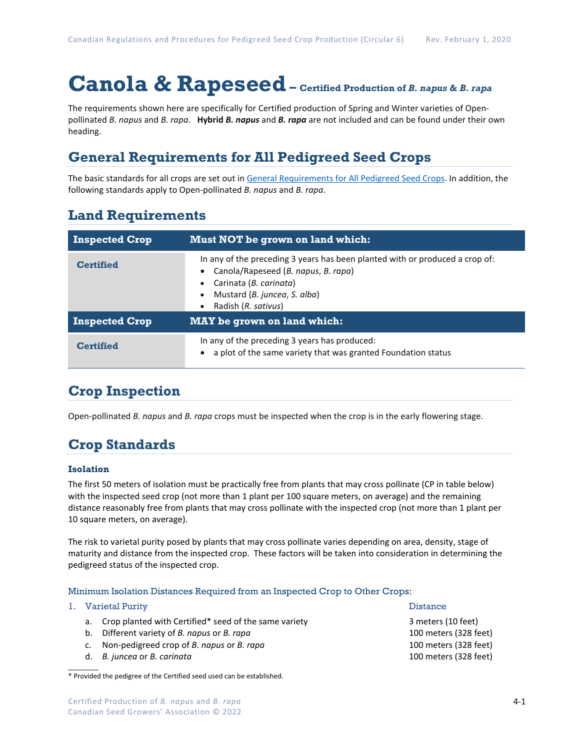# Canola & Rapeseed – Certified Production of *B. napus* & *B. rapa*

The requirements shown here are specifically for Certified production of Spring and Winter varieties of Open-pollinated *B. napus* and *B. rapa*. **Hybrid *B. napus*** and ***B. rapa*** are not included and can be found under their own heading.

## General Requirements for All Pedigreed Seed Crops

The basic standards for all crops are set out in General Requirements for All Pedigreed Seed Crops. In addition, the following standards apply to Open-pollinated *B. napus* and *B. rapa*.

## Land Requirements

| Inspected Crop | Must NOT be grown on land which: |
|---|---|
| Certified | In any of the preceding 3 years has been planted with or produced a crop of:<br>• Canola/Rapeseed (*B. napus*, *B. rapa*)<br>• Carinata (*B. carinata*)<br>• Mustard (*B. juncea*, *S. alba*)<br>• Radish (*R. sativus*) |
| **Inspected Crop** | **MAY be grown on land which:** |
| Certified | In any of the preceding 3 years has produced:<br>• a plot of the same variety that was granted Foundation status |

## Crop Inspection

Open-pollinated *B. napus* and *B. rapa* crops must be inspected when the crop is in the early flowering stage.

## Crop Standards

### Isolation

The first 50 meters of isolation must be practically free from plants that may cross pollinate (CP in table below) with the inspected seed crop (not more than 1 plant per 100 square meters, on average) and the remaining distance reasonably free from plants that may cross pollinate with the inspected crop (not more than 1 plant per 10 square meters, on average).

The risk to varietal purity posed by plants that may cross pollinate varies depending on area, density, stage of maturity and distance from the inspected crop. These factors will be taken into consideration in determining the pedigreed status of the inspected crop.

#### Minimum Isolation Distances Required from an Inspected Crop to Other Crops:

| 1. Varietal Purity | Distance |
|---|---|
| a. Crop planted with Certified* seed of the same variety | 3 meters (10 feet) |
| b. Different variety of *B. napus* or *B. rapa* | 100 meters (328 feet) |
| c. Non-pedigreed crop of *B. napus* or *B. rapa* | 100 meters (328 feet) |
| d. *B. juncea* or *B. carinata* | 100 meters (328 feet) |

\* Provided the pedigree of the Certified seed used can be established.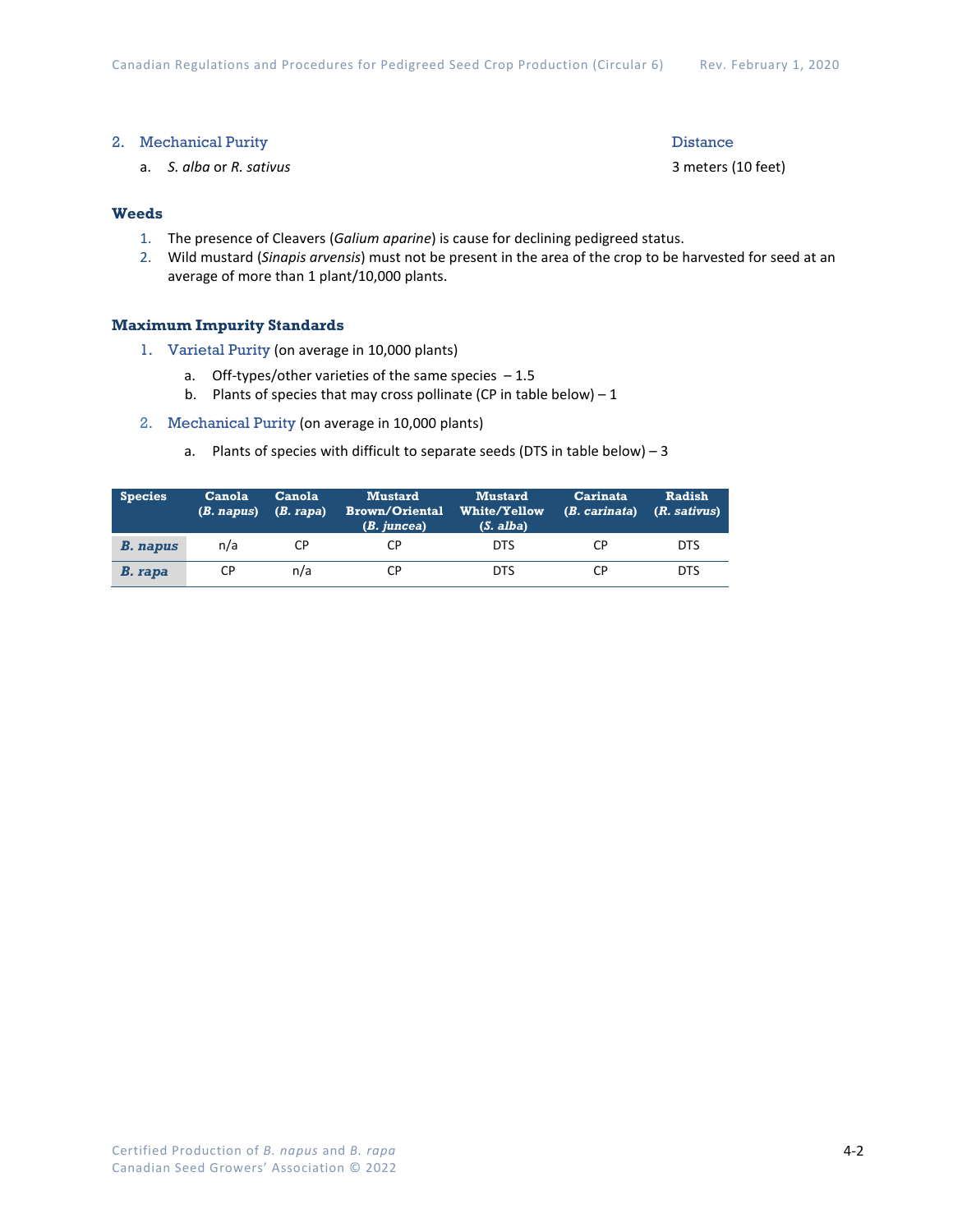2. Mechanical Purity

| | Distance |
|---|---|
| a. *S. alba* or *R. sativus* | 3 meters (10 feet) |

### Weeds

1. The presence of Cleavers (*Galium aparine*) is cause for declining pedigreed status.
2. Wild mustard (*Sinapis arvensis*) must not be present in the area of the crop to be harvested for seed at an average of more than 1 plant/10,000 plants.

### Maximum Impurity Standards

1. Varietal Purity (on average in 10,000 plants)
   a. Off-types/other varieties of the same species – 1.5
   b. Plants of species that may cross pollinate (CP in table below) – 1
2. Mechanical Purity (on average in 10,000 plants)
   a. Plants of species with difficult to separate seeds (DTS in table below) – 3

| Species | Canola (*B. napus*) | Canola (*B. rapa*) | Mustard Brown/Oriental (*B. juncea*) | Mustard White/Yellow (*S. alba*) | Carinata (*B. carinata*) | Radish (*R. sativus*) |
|---|---|---|---|---|---|---|
| ***B. napus*** | n/a | CP | CP | DTS | CP | DTS |
| ***B. rapa*** | CP | n/a | CP | DTS | CP | DTS |